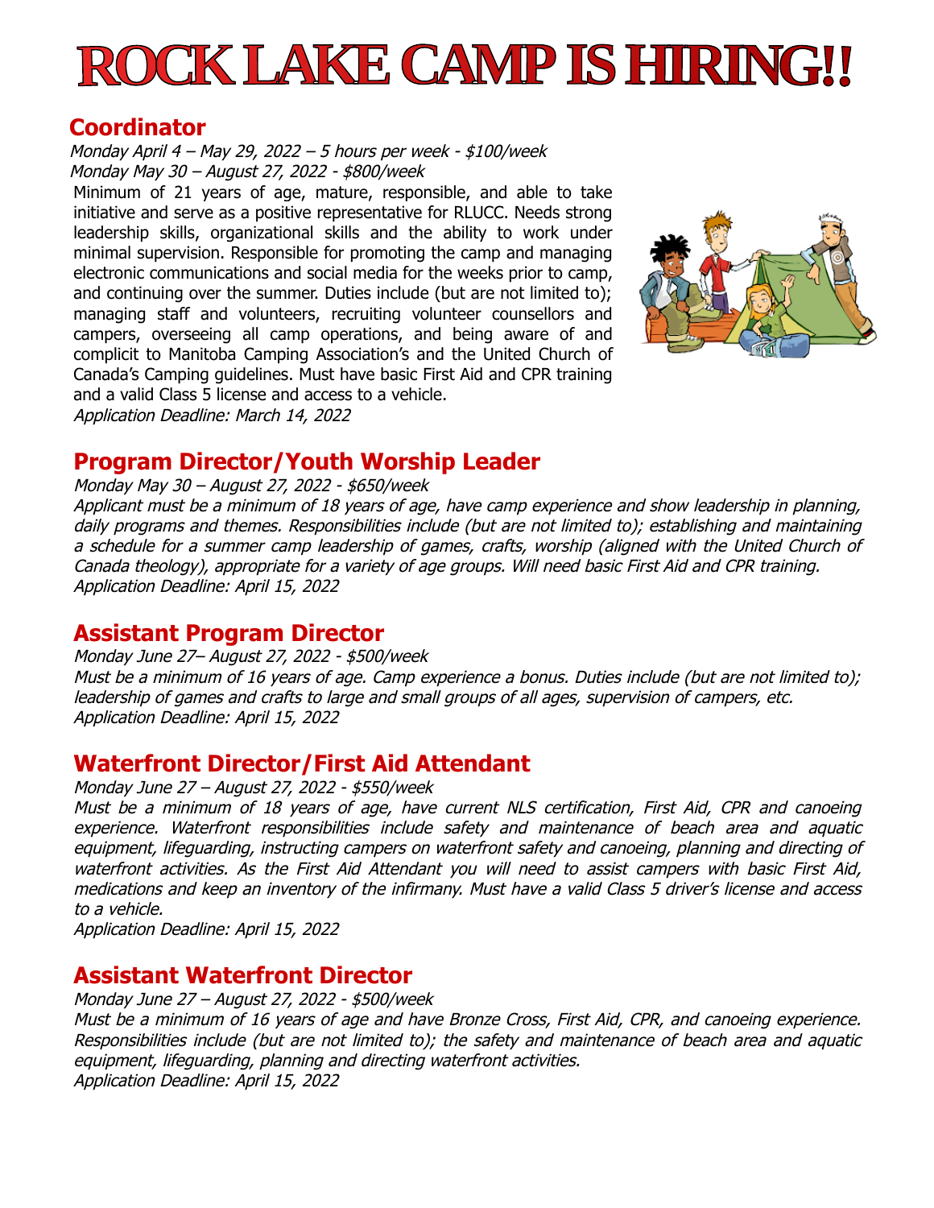# ROCK LAKE CAMP IS HIRING!!

## Coordinator

*Monday April 4 – May 29, 2022 – 5 hours per week - $100/week*
*Monday May 30 – August 27, 2022 - $800/week*

Minimum of 21 years of age, mature, responsible, and able to take initiative and serve as a positive representative for RLUCC. Needs strong leadership skills, organizational skills and the ability to work under minimal supervision. Responsible for promoting the camp and managing electronic communications and social media for the weeks prior to camp, and continuing over the summer. Duties include (but are not limited to); managing staff and volunteers, recruiting volunteer counsellors and campers, overseeing all camp operations, and being aware of and complicit to Manitoba Camping Association's and the United Church of Canada's Camping guidelines. Must have basic First Aid and CPR training and a valid Class 5 license and access to a vehicle.

*Application Deadline: March 14, 2022*

## Program Director/Youth Worship Leader

*Monday May 30 – August 27, 2022 - $650/week*

*Applicant must be a minimum of 18 years of age, have camp experience and show leadership in planning, daily programs and themes. Responsibilities include (but are not limited to); establishing and maintaining a schedule for a summer camp leadership of games, crafts, worship (aligned with the United Church of Canada theology), appropriate for a variety of age groups. Will need basic First Aid and CPR training.*

*Application Deadline: April 15, 2022*

## Assistant Program Director

*Monday June 27– August 27, 2022 - $500/week*

*Must be a minimum of 16 years of age. Camp experience a bonus. Duties include (but are not limited to); leadership of games and crafts to large and small groups of all ages, supervision of campers, etc.*

*Application Deadline: April 15, 2022*

## Waterfront Director/First Aid Attendant

*Monday June 27 – August 27, 2022 - $550/week*

*Must be a minimum of 18 years of age, have current NLS certification, First Aid, CPR and canoeing experience. Waterfront responsibilities include safety and maintenance of beach area and aquatic equipment, lifeguarding, instructing campers on waterfront safety and canoeing, planning and directing of waterfront activities. As the First Aid Attendant you will need to assist campers with basic First Aid, medications and keep an inventory of the infirmany. Must have a valid Class 5 driver's license and access to a vehicle.*

*Application Deadline: April 15, 2022*

## Assistant Waterfront Director

*Monday June 27 – August 27, 2022 - $500/week*

*Must be a minimum of 16 years of age and have Bronze Cross, First Aid, CPR, and canoeing experience. Responsibilities include (but are not limited to); the safety and maintenance of beach area and aquatic equipment, lifeguarding, planning and directing waterfront activities.*

*Application Deadline: April 15, 2022*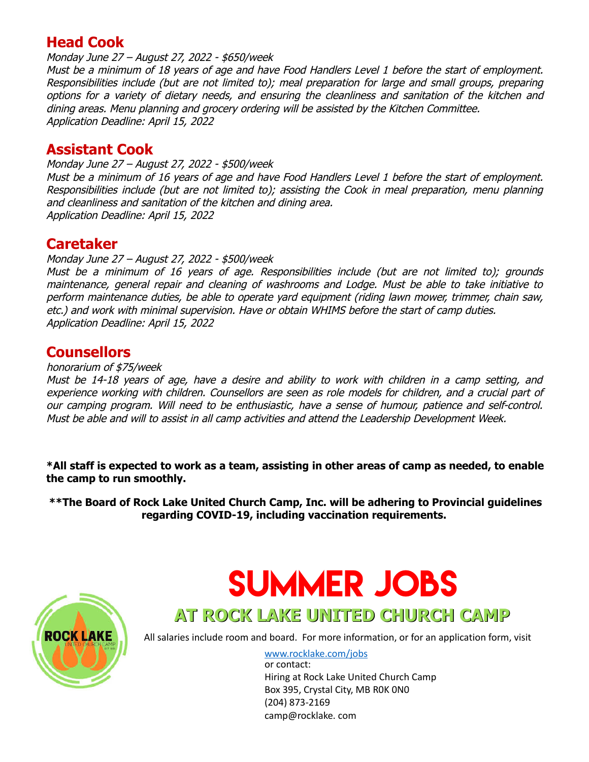## Head Cook

*Monday June 27 – August 27, 2022 - $650/week*

*Must be a minimum of 18 years of age and have Food Handlers Level 1 before the start of employment. Responsibilities include (but are not limited to); meal preparation for large and small groups, preparing options for a variety of dietary needs, and ensuring the cleanliness and sanitation of the kitchen and dining areas. Menu planning and grocery ordering will be assisted by the Kitchen Committee.*

*Application Deadline: April 15, 2022*

## Assistant Cook

*Monday June 27 – August 27, 2022 - $500/week*

*Must be a minimum of 16 years of age and have Food Handlers Level 1 before the start of employment. Responsibilities include (but are not limited to); assisting the Cook in meal preparation, menu planning and cleanliness and sanitation of the kitchen and dining area.*

*Application Deadline: April 15, 2022*

## Caretaker

*Monday June 27 – August 27, 2022 - $500/week*

*Must be a minimum of 16 years of age. Responsibilities include (but are not limited to); grounds maintenance, general repair and cleaning of washrooms and Lodge. Must be able to take initiative to perform maintenance duties, be able to operate yard equipment (riding lawn mower, trimmer, chain saw, etc.) and work with minimal supervision. Have or obtain WHIMS before the start of camp duties.*

*Application Deadline: April 15, 2022*

## Counsellors

*honorarium of $75/week*

*Must be 14-18 years of age, have a desire and ability to work with children in a camp setting, and experience working with children. Counsellors are seen as role models for children, and a crucial part of our camping program. Will need to be enthusiastic, have a sense of humour, patience and self-control. Must be able and will to assist in all camp activities and attend the Leadership Development Week.*

**\*All staff is expected to work as a team, assisting in other areas of camp as needed, to enable the camp to run smoothly.**

**\*\*The Board of Rock Lake United Church Camp, Inc. will be adhering to Provincial guidelines regarding COVID-19, including vaccination requirements.**

# SUMMER JOBS

## AT ROCK LAKE UNITED CHURCH CAMP

All salaries include room and board. For more information, or for an application form, visit

www.rocklake.com/jobs
or contact:
Hiring at Rock Lake United Church Camp
Box 395, Crystal City, MB R0K 0N0
(204) 873-2169
camp@rocklake. com